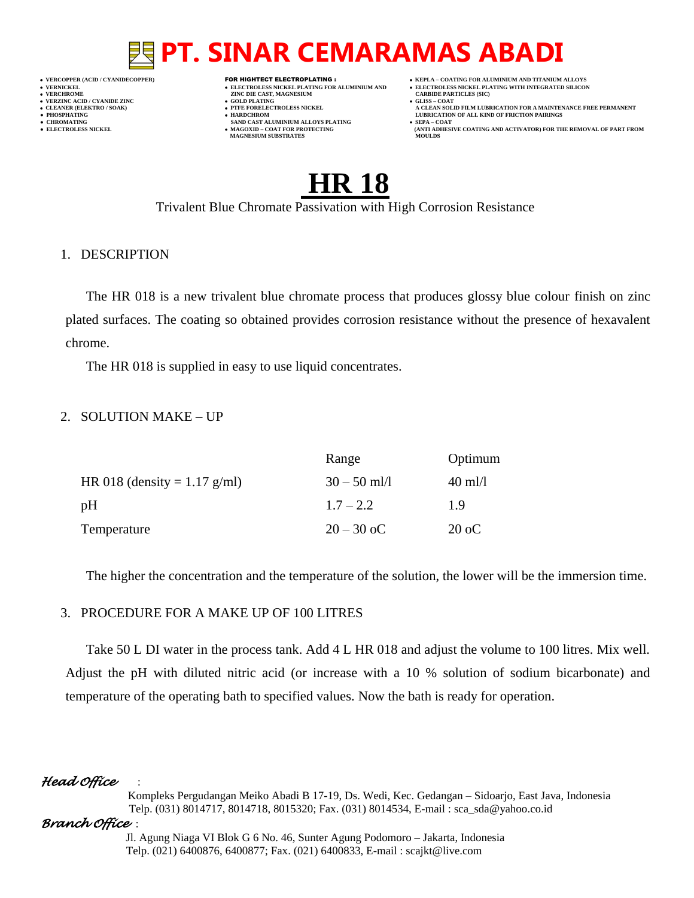# PT. SINAR CEMARAMAS ABADI

- VERCOPPER (ACID / CYANIDECOPPER)
- VERNICKEL
- VERCHROME
- VERZINC ACID / CYANIDE ZINC
- CLEANER (ELEKTRO / SOAK)
- PHOSPHATING
- CHROMATING
- ELECTROLESS NICKEL

**FOR HIGHTECT ELECTROPLATING :**

- ELECTROLESS NICKEL PLATING FOR ALUMINIUM AND ZINC DIE CAST, MAGNESIUM
- GOLD PLATING
- PTFE FORELECTROLESS NICKEL
- HARDCHROM SAND CAST ALUMINIUM ALLOYS PLATING
- MAGOXID – COAT FOR PROTECTING MAGNESIUM SUBSTRATES

- KEPLA – COATING FOR ALUMINIUM AND TITANIUM ALLOYS
- ELECTROLESS NICKEL PLATING WITH INTEGRATED SILICON CARBIDE PARTICLES (SIC)
- GLISS – COAT A CLEAN SOLID FILM LUBRICATION FOR A MAINTENANCE FREE PERMANENT LUBRICATION OF ALL KIND OF FRICTION PAIRINGS
- SEPA – COAT (ANTI ADHESIVE COATING AND ACTIVATOR) FOR THE REMOVAL OF PART FROM MOULDS

# HR 18

Trivalent Blue Chromate Passivation with High Corrosion Resistance

1. DESCRIPTION

The HR 018 is a new trivalent blue chromate process that produces glossy blue colour finish on zinc plated surfaces. The coating so obtained provides corrosion resistance without the presence of hexavalent chrome.

The HR 018 is supplied in easy to use liquid concentrates.

2. SOLUTION MAKE – UP

| | Range | Optimum |
|---|---|---|
| HR 018 (density = 1.17 g/ml) | 30 – 50 ml/l | 40 ml/l |
| pH | 1.7 – 2.2 | 1.9 |
| Temperature | 20 – 30 oC | 20 oC |

The higher the concentration and the temperature of the solution, the lower will be the immersion time.

3. PROCEDURE FOR A MAKE UP OF 100 LITRES

Take 50 L DI water in the process tank. Add 4 L HR 018 and adjust the volume to 100 litres. Mix well. Adjust the pH with diluted nitric acid (or increase with a 10 % solution of sodium bicarbonate) and temperature of the operating bath to specified values. Now the bath is ready for operation.

*Head Office* :

Kompleks Pergudangan Meiko Abadi B 17-19, Ds. Wedi, Kec. Gedangan – Sidoarjo, East Java, Indonesia
Telp. (031) 8014717, 8014718, 8015320; Fax. (031) 8014534, E-mail : sca_sda@yahoo.co.id

*Branch Office* :

Jl. Agung Niaga VI Blok G 6 No. 46, Sunter Agung Podomoro – Jakarta, Indonesia
Telp. (021) 6400876, 6400877; Fax. (021) 6400833, E-mail : scajkt@live.com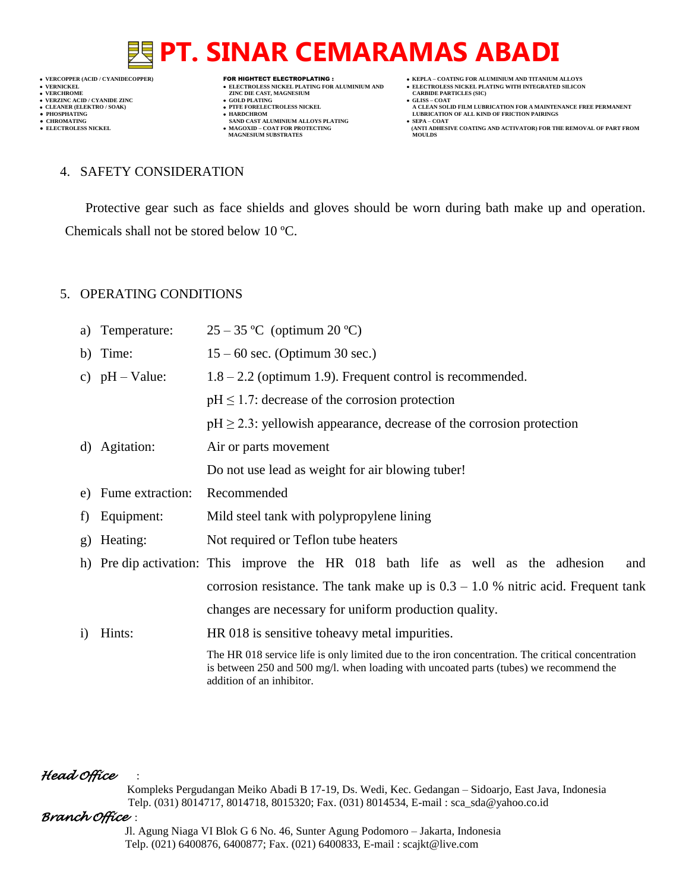## 4. SAFETY CONSIDERATION

Protective gear such as face shields and gloves should be worn during bath make up and operation. Chemicals shall not be stored below 10 ºC.

## 5. OPERATING CONDITIONS

a) Temperature: 25 – 35 ºC (optimum 20 ºC)

b) Time: 15 – 60 sec. (Optimum 30 sec.)

c) pH – Value: 1.8 – 2.2 (optimum 1.9). Frequent control is recommended.
   $pH \leq 1.7$: decrease of the corrosion protection
   $pH \geq 2.3$: yellowish appearance, decrease of the corrosion protection

d) Agitation: Air or parts movement
   Do not use lead as weight for air blowing tuber!

e) Fume extraction: Recommended

f) Equipment: Mild steel tank with polypropylene lining

g) Heating: Not required or Teflon tube heaters

h) Pre dip activation: This improve the HR 018 bath life as well as the adhesion and corrosion resistance. The tank make up is 0.3 – 1.0 % nitric acid. Frequent tank changes are necessary for uniform production quality.

i) Hints: HR 018 is sensitive toheavy metal impurities.
   The HR 018 service life is only limited due to the iron concentration. The critical concentration is between 250 and 500 mg/l. when loading with uncoated parts (tubes) we recommend the addition of an inhibitor.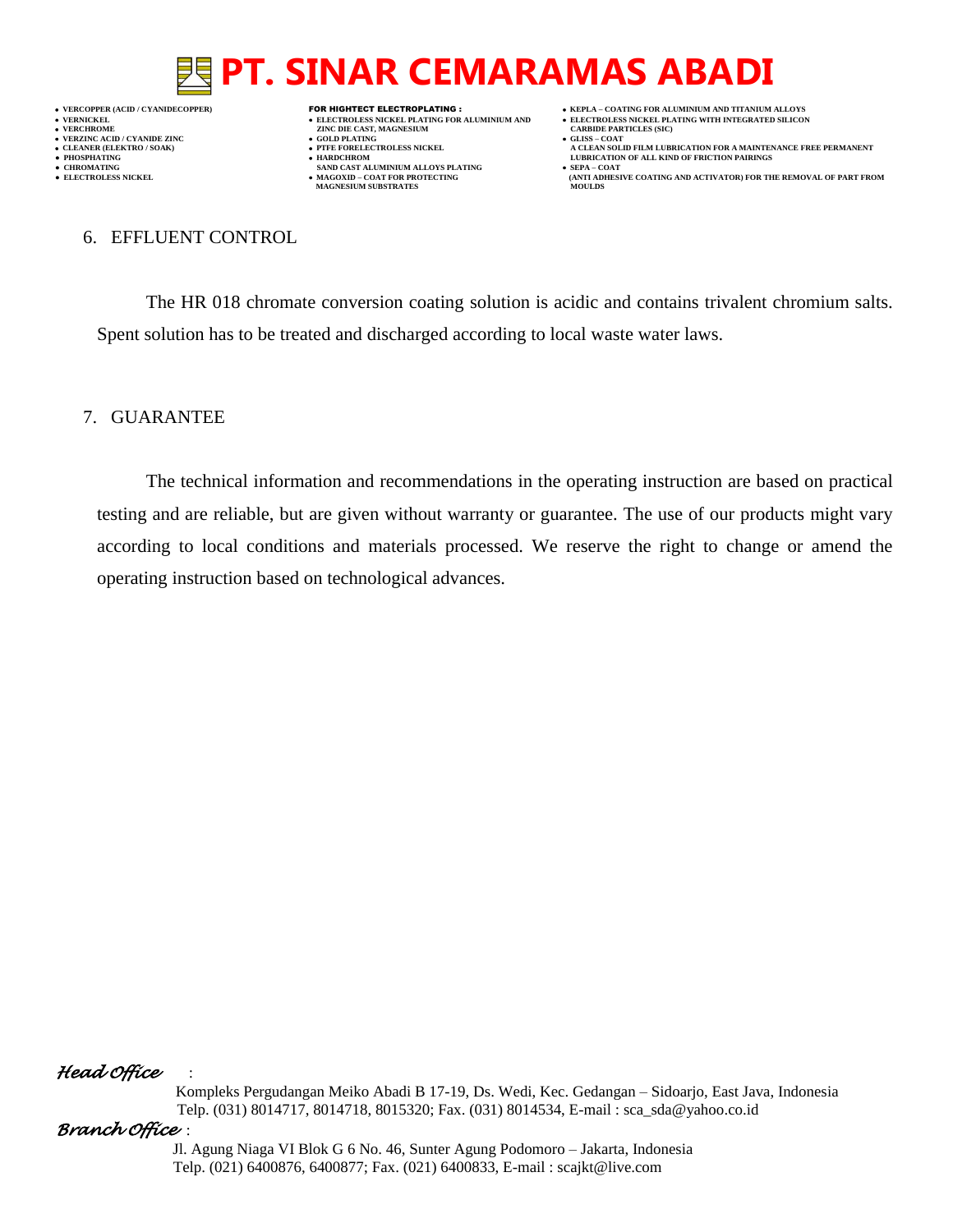6. EFFLUENT CONTROL

The HR 018 chromate conversion coating solution is acidic and contains trivalent chromium salts. Spent solution has to be treated and discharged according to local waste water laws.

7. GUARANTEE

The technical information and recommendations in the operating instruction are based on practical testing and are reliable, but are given without warranty or guarantee. The use of our products might vary according to local conditions and materials processed. We reserve the right to change or amend the operating instruction based on technological advances.